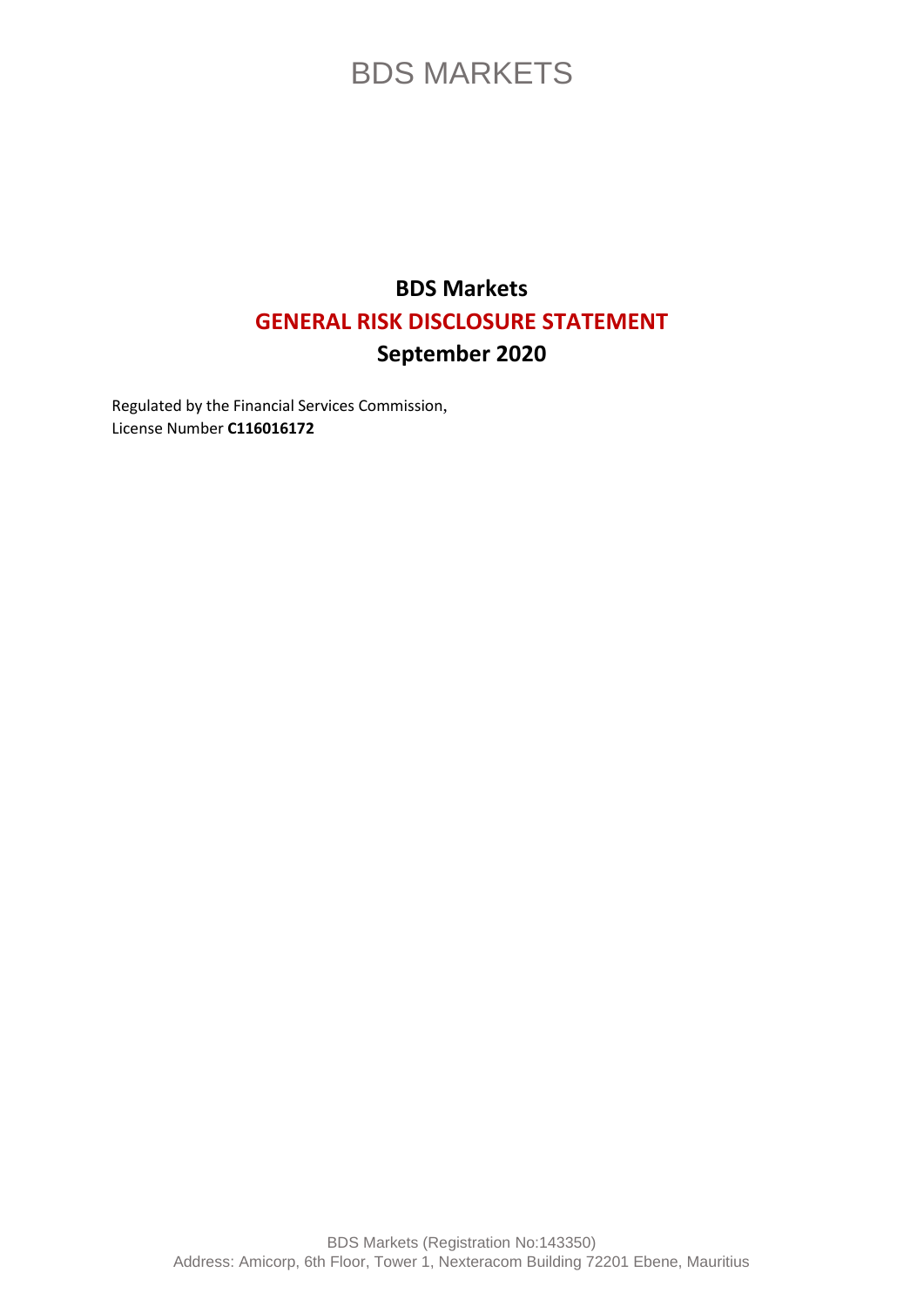# BDS MARKETS

## BDS Markets

## GENERAL RISK DISCLOSURE STATEMENT

## September 2020

Regulated by the Financial Services Commission,
License Number **C116016172**

BDS Markets (Registration No:143350)
Address: Amicorp, 6th Floor, Tower 1, Nexteracom Building 72201 Ebene, Mauritius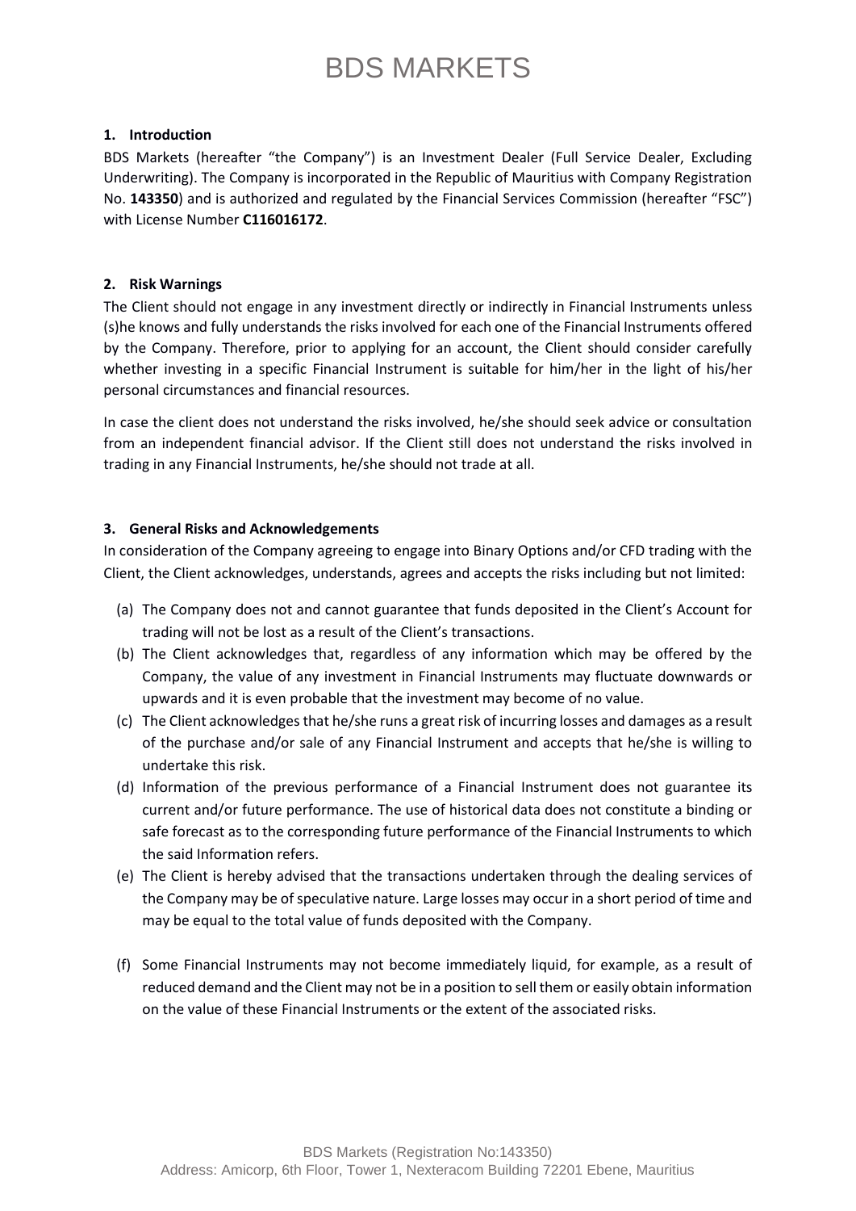## 1. Introduction

BDS Markets (hereafter "the Company") is an Investment Dealer (Full Service Dealer, Excluding Underwriting). The Company is incorporated in the Republic of Mauritius with Company Registration No. **143350**) and is authorized and regulated by the Financial Services Commission (hereafter "FSC") with License Number **C116016172**.

## 2. Risk Warnings

The Client should not engage in any investment directly or indirectly in Financial Instruments unless (s)he knows and fully understands the risks involved for each one of the Financial Instruments offered by the Company. Therefore, prior to applying for an account, the Client should consider carefully whether investing in a specific Financial Instrument is suitable for him/her in the light of his/her personal circumstances and financial resources.

In case the client does not understand the risks involved, he/she should seek advice or consultation from an independent financial advisor. If the Client still does not understand the risks involved in trading in any Financial Instruments, he/she should not trade at all.

## 3. General Risks and Acknowledgements

In consideration of the Company agreeing to engage into Binary Options and/or CFD trading with the Client, the Client acknowledges, understands, agrees and accepts the risks including but not limited:

(a) The Company does not and cannot guarantee that funds deposited in the Client's Account for trading will not be lost as a result of the Client's transactions.

(b) The Client acknowledges that, regardless of any information which may be offered by the Company, the value of any investment in Financial Instruments may fluctuate downwards or upwards and it is even probable that the investment may become of no value.

(c) The Client acknowledges that he/she runs a great risk of incurring losses and damages as a result of the purchase and/or sale of any Financial Instrument and accepts that he/she is willing to undertake this risk.

(d) Information of the previous performance of a Financial Instrument does not guarantee its current and/or future performance. The use of historical data does not constitute a binding or safe forecast as to the corresponding future performance of the Financial Instruments to which the said Information refers.

(e) The Client is hereby advised that the transactions undertaken through the dealing services of the Company may be of speculative nature. Large losses may occur in a short period of time and may be equal to the total value of funds deposited with the Company.

(f) Some Financial Instruments may not become immediately liquid, for example, as a result of reduced demand and the Client may not be in a position to sell them or easily obtain information on the value of these Financial Instruments or the extent of the associated risks.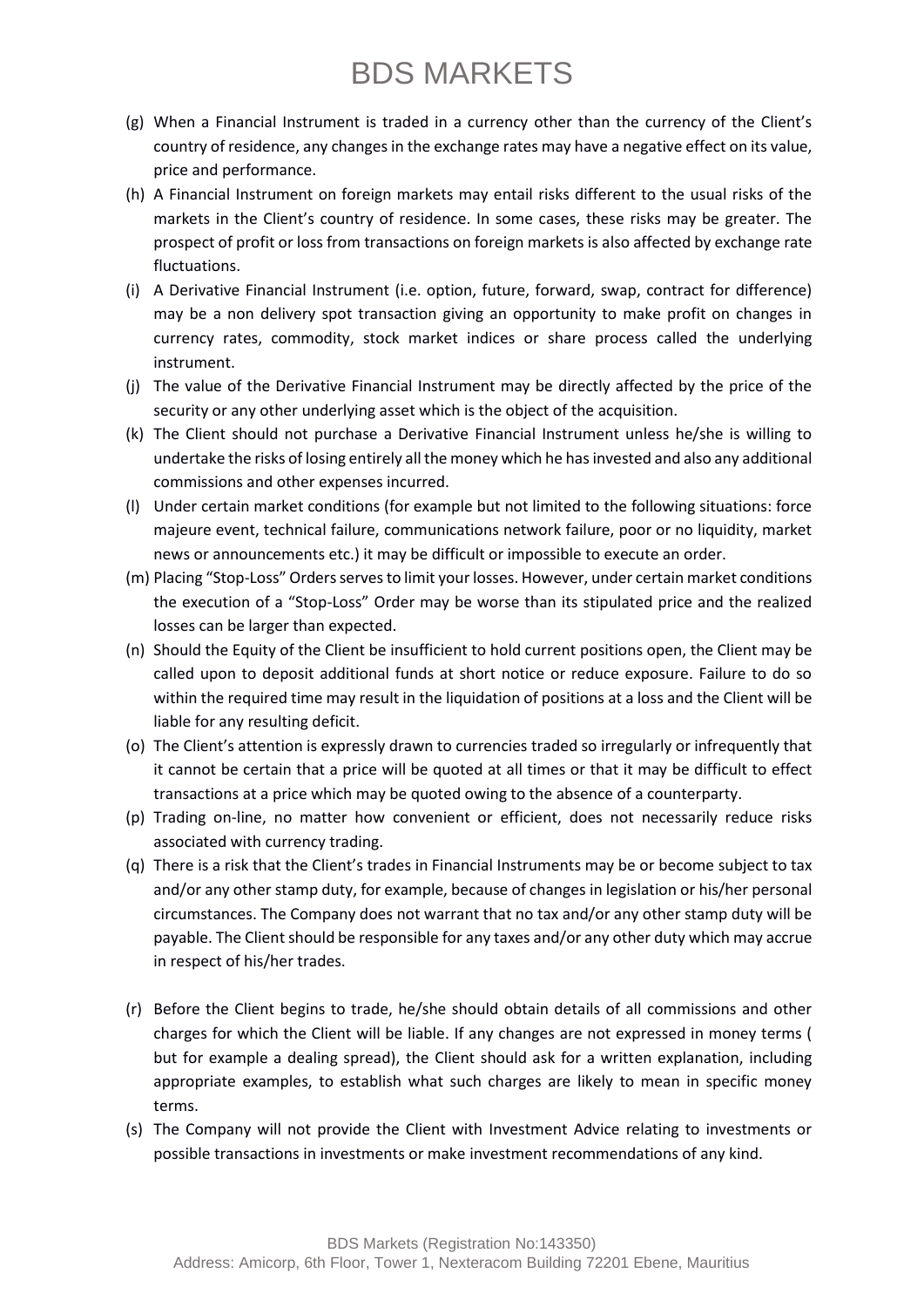(g) When a Financial Instrument is traded in a currency other than the currency of the Client's country of residence, any changes in the exchange rates may have a negative effect on its value, price and performance.

(h) A Financial Instrument on foreign markets may entail risks different to the usual risks of the markets in the Client's country of residence. In some cases, these risks may be greater. The prospect of profit or loss from transactions on foreign markets is also affected by exchange rate fluctuations.

(i) A Derivative Financial Instrument (i.e. option, future, forward, swap, contract for difference) may be a non delivery spot transaction giving an opportunity to make profit on changes in currency rates, commodity, stock market indices or share process called the underlying instrument.

(j) The value of the Derivative Financial Instrument may be directly affected by the price of the security or any other underlying asset which is the object of the acquisition.

(k) The Client should not purchase a Derivative Financial Instrument unless he/she is willing to undertake the risks of losing entirely all the money which he has invested and also any additional commissions and other expenses incurred.

(l) Under certain market conditions (for example but not limited to the following situations: force majeure event, technical failure, communications network failure, poor or no liquidity, market news or announcements etc.) it may be difficult or impossible to execute an order.

(m) Placing "Stop-Loss" Orders serves to limit your losses. However, under certain market conditions the execution of a "Stop-Loss" Order may be worse than its stipulated price and the realized losses can be larger than expected.

(n) Should the Equity of the Client be insufficient to hold current positions open, the Client may be called upon to deposit additional funds at short notice or reduce exposure. Failure to do so within the required time may result in the liquidation of positions at a loss and the Client will be liable for any resulting deficit.

(o) The Client's attention is expressly drawn to currencies traded so irregularly or infrequently that it cannot be certain that a price will be quoted at all times or that it may be difficult to effect transactions at a price which may be quoted owing to the absence of a counterparty.

(p) Trading on-line, no matter how convenient or efficient, does not necessarily reduce risks associated with currency trading.

(q) There is a risk that the Client's trades in Financial Instruments may be or become subject to tax and/or any other stamp duty, for example, because of changes in legislation or his/her personal circumstances. The Company does not warrant that no tax and/or any other stamp duty will be payable. The Client should be responsible for any taxes and/or any other duty which may accrue in respect of his/her trades.

(r) Before the Client begins to trade, he/she should obtain details of all commissions and other charges for which the Client will be liable. If any changes are not expressed in money terms ( but for example a dealing spread), the Client should ask for a written explanation, including appropriate examples, to establish what such charges are likely to mean in specific money terms.

(s) The Company will not provide the Client with Investment Advice relating to investments or possible transactions in investments or make investment recommendations of any kind.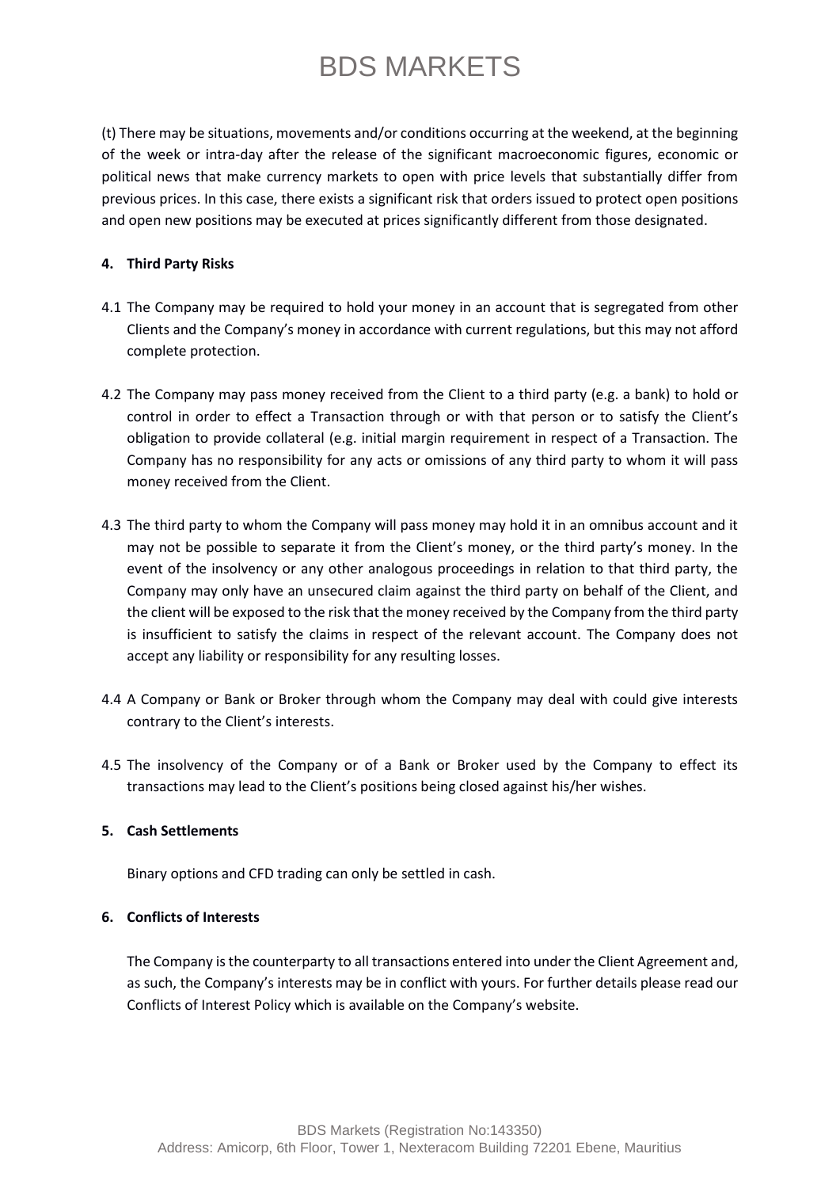(t) There may be situations, movements and/or conditions occurring at the weekend, at the beginning of the week or intra-day after the release of the significant macroeconomic figures, economic or political news that make currency markets to open with price levels that substantially differ from previous prices. In this case, there exists a significant risk that orders issued to protect open positions and open new positions may be executed at prices significantly different from those designated.

**4. Third Party Risks**

4.1 The Company may be required to hold your money in an account that is segregated from other Clients and the Company's money in accordance with current regulations, but this may not afford complete protection.

4.2 The Company may pass money received from the Client to a third party (e.g. a bank) to hold or control in order to effect a Transaction through or with that person or to satisfy the Client's obligation to provide collateral (e.g. initial margin requirement in respect of a Transaction. The Company has no responsibility for any acts or omissions of any third party to whom it will pass money received from the Client.

4.3 The third party to whom the Company will pass money may hold it in an omnibus account and it may not be possible to separate it from the Client's money, or the third party's money. In the event of the insolvency or any other analogous proceedings in relation to that third party, the Company may only have an unsecured claim against the third party on behalf of the Client, and the client will be exposed to the risk that the money received by the Company from the third party is insufficient to satisfy the claims in respect of the relevant account. The Company does not accept any liability or responsibility for any resulting losses.

4.4 A Company or Bank or Broker through whom the Company may deal with could give interests contrary to the Client's interests.

4.5 The insolvency of the Company or of a Bank or Broker used by the Company to effect its transactions may lead to the Client's positions being closed against his/her wishes.

**5. Cash Settlements**

Binary options and CFD trading can only be settled in cash.

**6. Conflicts of Interests**

The Company is the counterparty to all transactions entered into under the Client Agreement and, as such, the Company's interests may be in conflict with yours. For further details please read our Conflicts of Interest Policy which is available on the Company's website.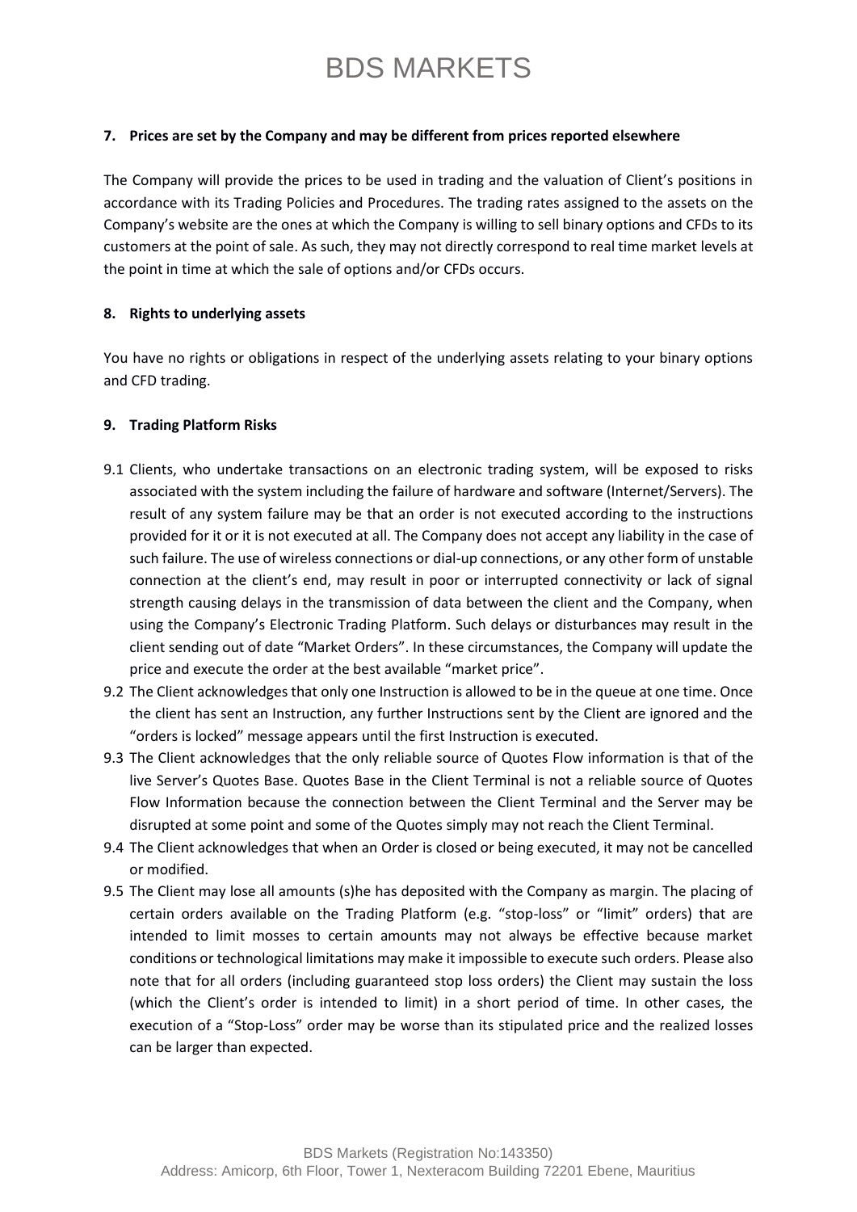**7. Prices are set by the Company and may be different from prices reported elsewhere**

The Company will provide the prices to be used in trading and the valuation of Client's positions in accordance with its Trading Policies and Procedures. The trading rates assigned to the assets on the Company's website are the ones at which the Company is willing to sell binary options and CFDs to its customers at the point of sale. As such, they may not directly correspond to real time market levels at the point in time at which the sale of options and/or CFDs occurs.

**8. Rights to underlying assets**

You have no rights or obligations in respect of the underlying assets relating to your binary options and CFD trading.

**9. Trading Platform Risks**

9.1 Clients, who undertake transactions on an electronic trading system, will be exposed to risks associated with the system including the failure of hardware and software (Internet/Servers). The result of any system failure may be that an order is not executed according to the instructions provided for it or it is not executed at all. The Company does not accept any liability in the case of such failure. The use of wireless connections or dial-up connections, or any other form of unstable connection at the client's end, may result in poor or interrupted connectivity or lack of signal strength causing delays in the transmission of data between the client and the Company, when using the Company's Electronic Trading Platform. Such delays or disturbances may result in the client sending out of date "Market Orders". In these circumstances, the Company will update the price and execute the order at the best available "market price".

9.2 The Client acknowledges that only one Instruction is allowed to be in the queue at one time. Once the client has sent an Instruction, any further Instructions sent by the Client are ignored and the "orders is locked" message appears until the first Instruction is executed.

9.3 The Client acknowledges that the only reliable source of Quotes Flow information is that of the live Server's Quotes Base. Quotes Base in the Client Terminal is not a reliable source of Quotes Flow Information because the connection between the Client Terminal and the Server may be disrupted at some point and some of the Quotes simply may not reach the Client Terminal.

9.4 The Client acknowledges that when an Order is closed or being executed, it may not be cancelled or modified.

9.5 The Client may lose all amounts (s)he has deposited with the Company as margin. The placing of certain orders available on the Trading Platform (e.g. "stop-loss" or "limit" orders) that are intended to limit mosses to certain amounts may not always be effective because market conditions or technological limitations may make it impossible to execute such orders. Please also note that for all orders (including guaranteed stop loss orders) the Client may sustain the loss (which the Client's order is intended to limit) in a short period of time. In other cases, the execution of a "Stop-Loss" order may be worse than its stipulated price and the realized losses can be larger than expected.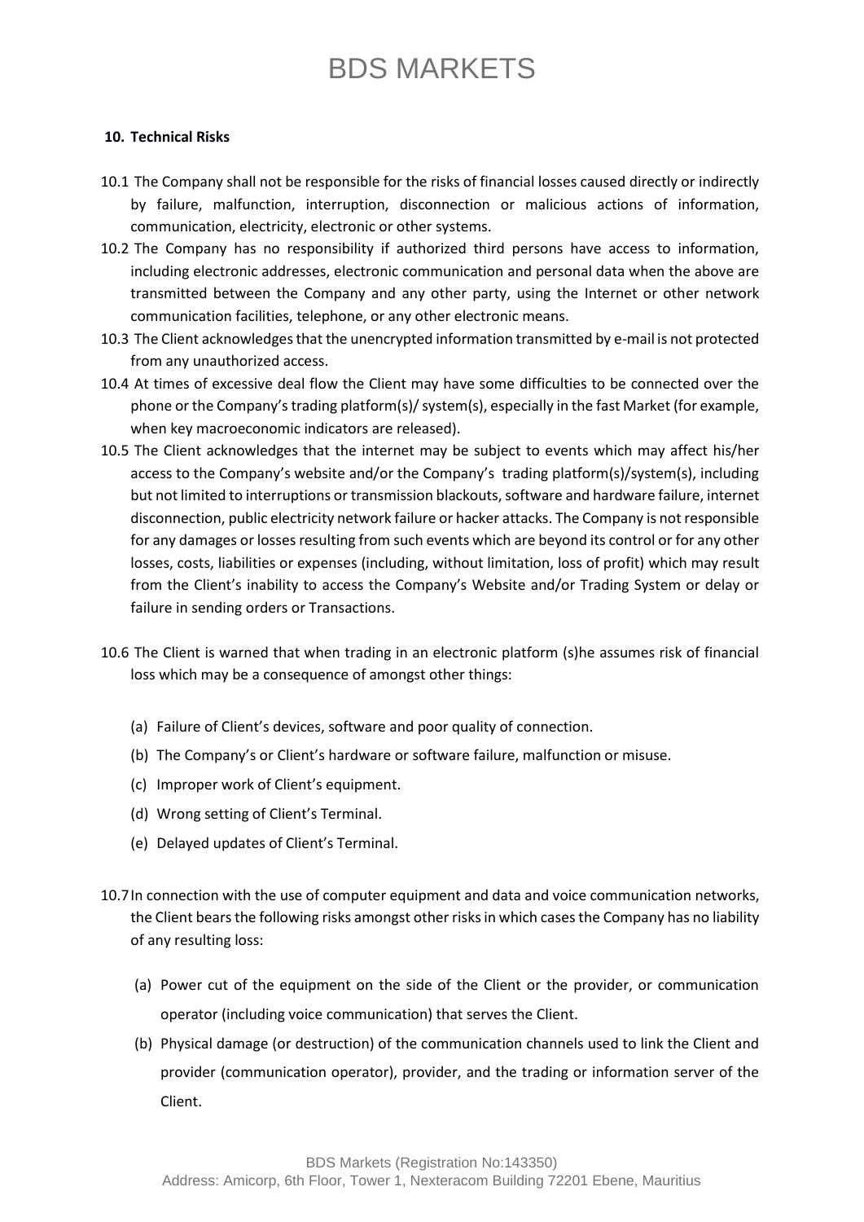## 10. Technical Risks

10.1 The Company shall not be responsible for the risks of financial losses caused directly or indirectly by failure, malfunction, interruption, disconnection or malicious actions of information, communication, electricity, electronic or other systems.

10.2 The Company has no responsibility if authorized third persons have access to information, including electronic addresses, electronic communication and personal data when the above are transmitted between the Company and any other party, using the Internet or other network communication facilities, telephone, or any other electronic means.

10.3 The Client acknowledges that the unencrypted information transmitted by e-mail is not protected from any unauthorized access.

10.4 At times of excessive deal flow the Client may have some difficulties to be connected over the phone or the Company's trading platform(s)/ system(s), especially in the fast Market (for example, when key macroeconomic indicators are released).

10.5 The Client acknowledges that the internet may be subject to events which may affect his/her access to the Company's website and/or the Company's trading platform(s)/system(s), including but not limited to interruptions or transmission blackouts, software and hardware failure, internet disconnection, public electricity network failure or hacker attacks. The Company is not responsible for any damages or losses resulting from such events which are beyond its control or for any other losses, costs, liabilities or expenses (including, without limitation, loss of profit) which may result from the Client's inability to access the Company's Website and/or Trading System or delay or failure in sending orders or Transactions.

10.6 The Client is warned that when trading in an electronic platform (s)he assumes risk of financial loss which may be a consequence of amongst other things:

(a) Failure of Client's devices, software and poor quality of connection.

(b) The Company's or Client's hardware or software failure, malfunction or misuse.

(c) Improper work of Client's equipment.

(d) Wrong setting of Client's Terminal.

(e) Delayed updates of Client's Terminal.

10.7 In connection with the use of computer equipment and data and voice communication networks, the Client bears the following risks amongst other risks in which cases the Company has no liability of any resulting loss:

(a) Power cut of the equipment on the side of the Client or the provider, or communication operator (including voice communication) that serves the Client.

(b) Physical damage (or destruction) of the communication channels used to link the Client and provider (communication operator), provider, and the trading or information server of the Client.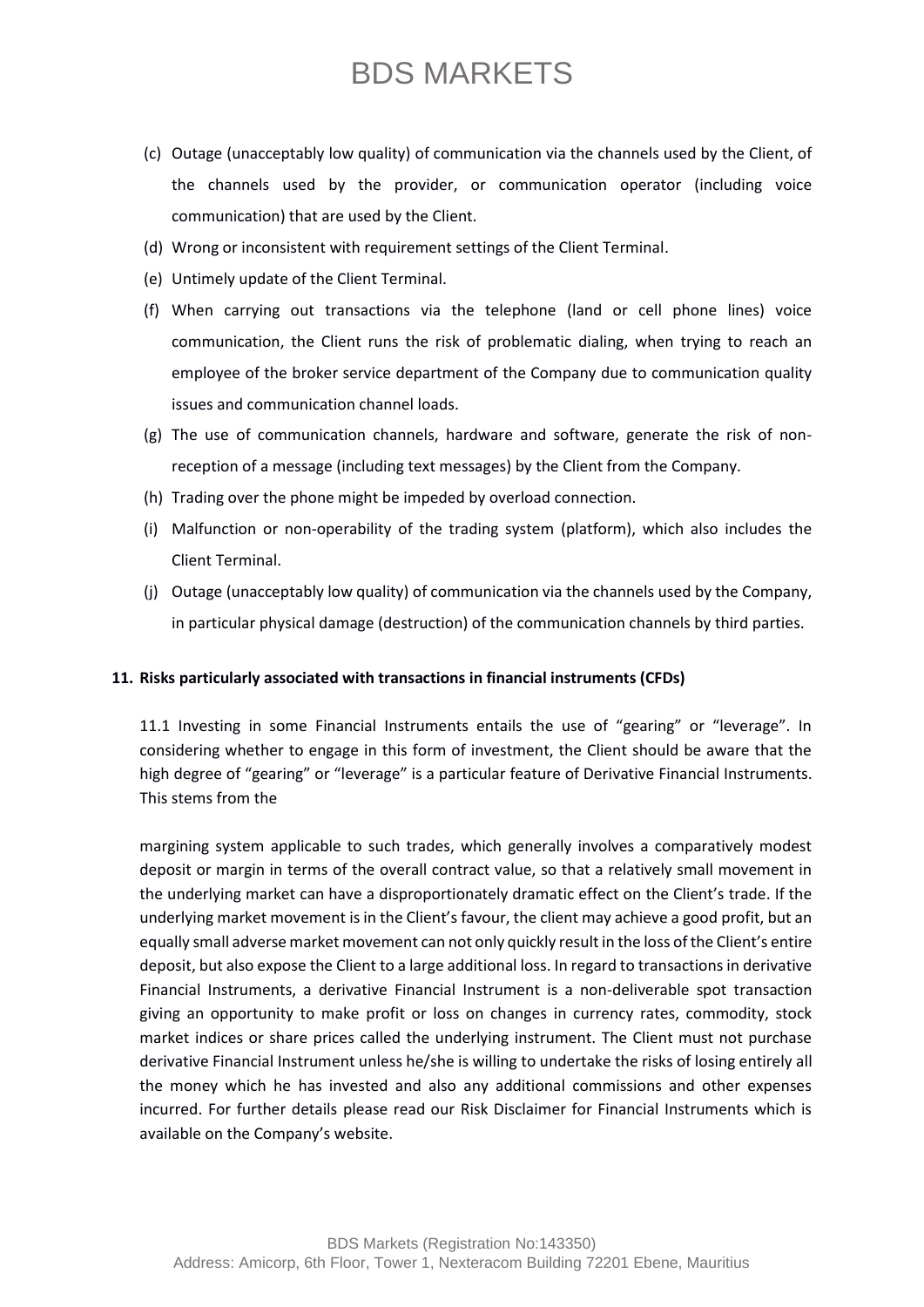(c) Outage (unacceptably low quality) of communication via the channels used by the Client, of the channels used by the provider, or communication operator (including voice communication) that are used by the Client.

(d) Wrong or inconsistent with requirement settings of the Client Terminal.

(e) Untimely update of the Client Terminal.

(f) When carrying out transactions via the telephone (land or cell phone lines) voice communication, the Client runs the risk of problematic dialing, when trying to reach an employee of the broker service department of the Company due to communication quality issues and communication channel loads.

(g) The use of communication channels, hardware and software, generate the risk of non-reception of a message (including text messages) by the Client from the Company.

(h) Trading over the phone might be impeded by overload connection.

(i) Malfunction or non-operability of the trading system (platform), which also includes the Client Terminal.

(j) Outage (unacceptably low quality) of communication via the channels used by the Company, in particular physical damage (destruction) of the communication channels by third parties.

**11. Risks particularly associated with transactions in financial instruments (CFDs)**

11.1 Investing in some Financial Instruments entails the use of "gearing" or "leverage". In considering whether to engage in this form of investment, the Client should be aware that the high degree of "gearing" or "leverage" is a particular feature of Derivative Financial Instruments. This stems from the

margining system applicable to such trades, which generally involves a comparatively modest deposit or margin in terms of the overall contract value, so that a relatively small movement in the underlying market can have a disproportionately dramatic effect on the Client's trade. If the underlying market movement is in the Client's favour, the client may achieve a good profit, but an equally small adverse market movement can not only quickly result in the loss of the Client's entire deposit, but also expose the Client to a large additional loss. In regard to transactions in derivative Financial Instruments, a derivative Financial Instrument is a non-deliverable spot transaction giving an opportunity to make profit or loss on changes in currency rates, commodity, stock market indices or share prices called the underlying instrument. The Client must not purchase derivative Financial Instrument unless he/she is willing to undertake the risks of losing entirely all the money which he has invested and also any additional commissions and other expenses incurred. For further details please read our Risk Disclaimer for Financial Instruments which is available on the Company's website.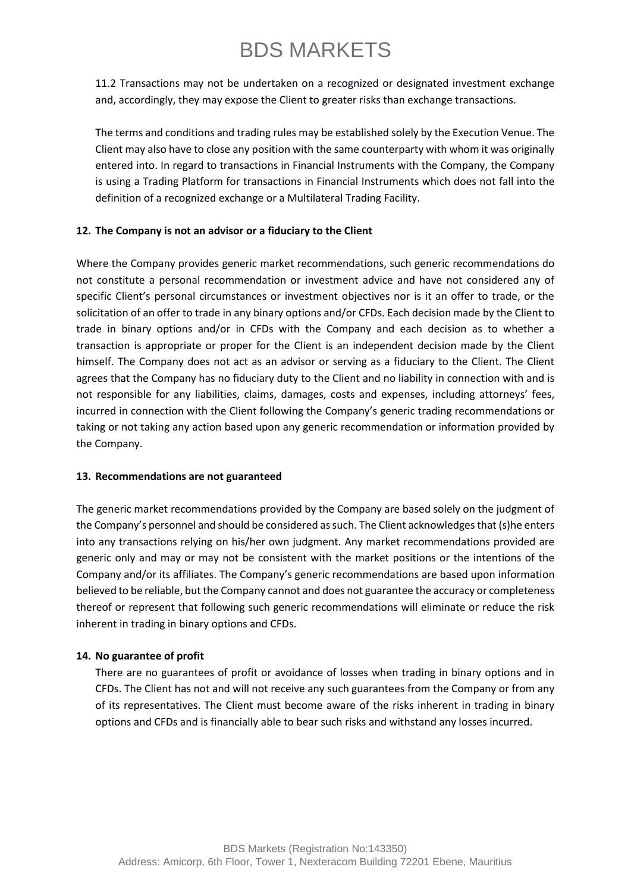11.2 Transactions may not be undertaken on a recognized or designated investment exchange and, accordingly, they may expose the Client to greater risks than exchange transactions.

The terms and conditions and trading rules may be established solely by the Execution Venue. The Client may also have to close any position with the same counterparty with whom it was originally entered into. In regard to transactions in Financial Instruments with the Company, the Company is using a Trading Platform for transactions in Financial Instruments which does not fall into the definition of a recognized exchange or a Multilateral Trading Facility.

**12. The Company is not an advisor or a fiduciary to the Client**

Where the Company provides generic market recommendations, such generic recommendations do not constitute a personal recommendation or investment advice and have not considered any of specific Client's personal circumstances or investment objectives nor is it an offer to trade, or the solicitation of an offer to trade in any binary options and/or CFDs. Each decision made by the Client to trade in binary options and/or in CFDs with the Company and each decision as to whether a transaction is appropriate or proper for the Client is an independent decision made by the Client himself. The Company does not act as an advisor or serving as a fiduciary to the Client. The Client agrees that the Company has no fiduciary duty to the Client and no liability in connection with and is not responsible for any liabilities, claims, damages, costs and expenses, including attorneys' fees, incurred in connection with the Client following the Company's generic trading recommendations or taking or not taking any action based upon any generic recommendation or information provided by the Company.

**13. Recommendations are not guaranteed**

The generic market recommendations provided by the Company are based solely on the judgment of the Company's personnel and should be considered as such. The Client acknowledges that (s)he enters into any transactions relying on his/her own judgment. Any market recommendations provided are generic only and may or may not be consistent with the market positions or the intentions of the Company and/or its affiliates. The Company's generic recommendations are based upon information believed to be reliable, but the Company cannot and does not guarantee the accuracy or completeness thereof or represent that following such generic recommendations will eliminate or reduce the risk inherent in trading in binary options and CFDs.

**14. No guarantee of profit**

There are no guarantees of profit or avoidance of losses when trading in binary options and in CFDs. The Client has not and will not receive any such guarantees from the Company or from any of its representatives. The Client must become aware of the risks inherent in trading in binary options and CFDs and is financially able to bear such risks and withstand any losses incurred.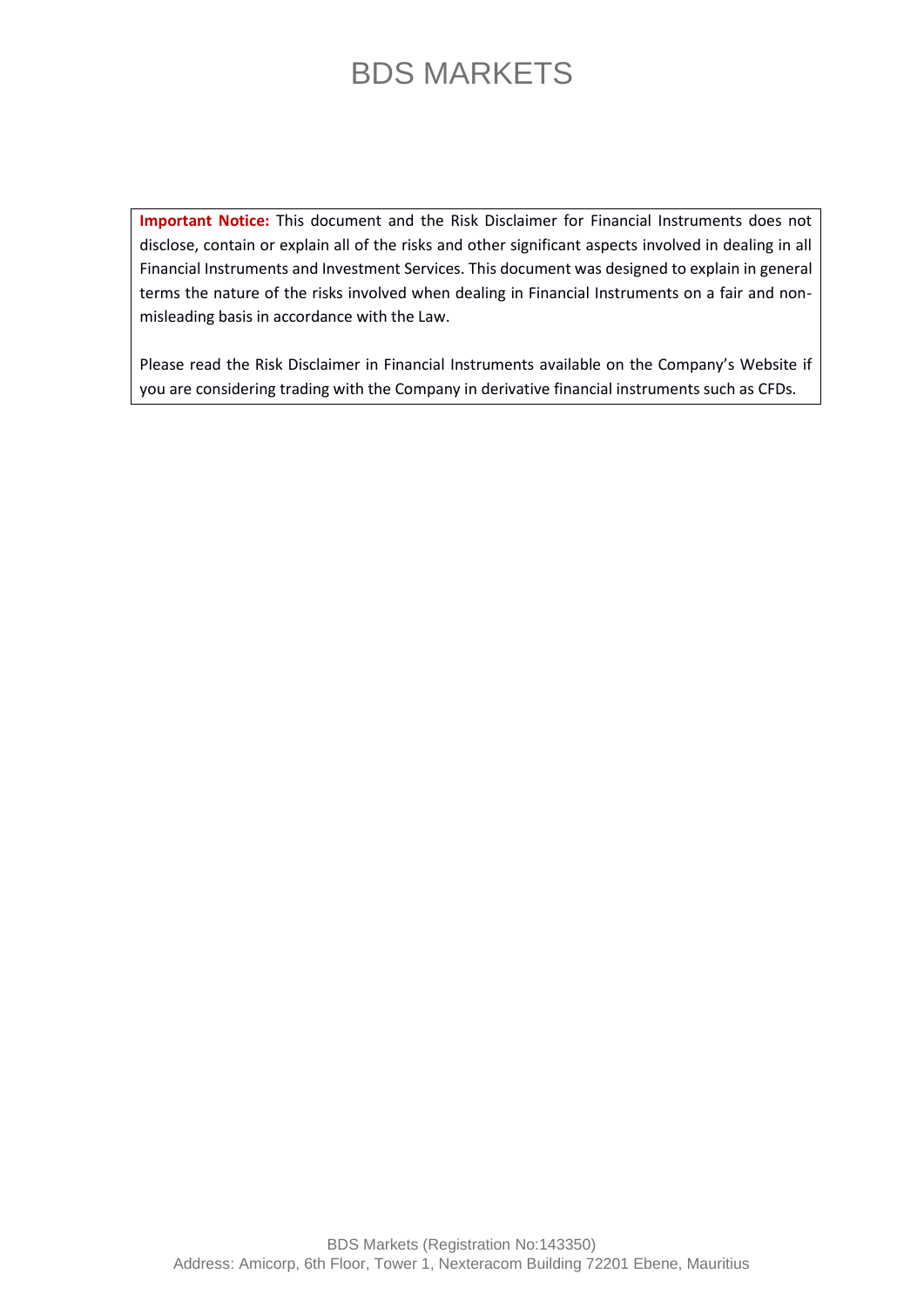**Important Notice:** This document and the Risk Disclaimer for Financial Instruments does not disclose, contain or explain all of the risks and other significant aspects involved in dealing in all Financial Instruments and Investment Services. This document was designed to explain in general terms the nature of the risks involved when dealing in Financial Instruments on a fair and non-misleading basis in accordance with the Law.

Please read the Risk Disclaimer in Financial Instruments available on the Company's Website if you are considering trading with the Company in derivative financial instruments such as CFDs.